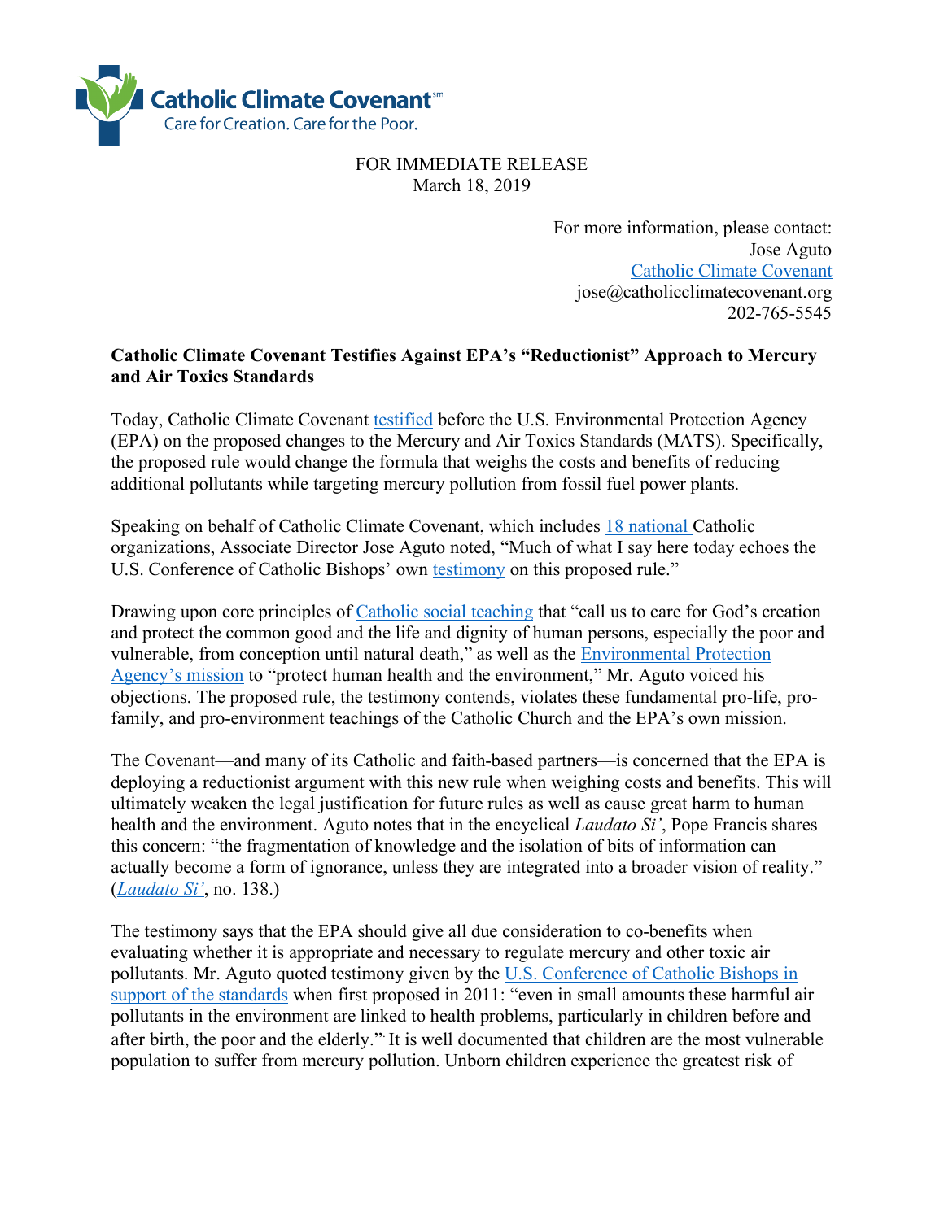Catholic Climate Covenant
Care for Creation. Care for the Poor.

FOR IMMEDIATE RELEASE
March 18, 2019

For more information, please contact:
Jose Aguto
Catholic Climate Covenant
jose@catholicclimatecovenant.org
202-765-5545

**Catholic Climate Covenant Testifies Against EPA's "Reductionist" Approach to Mercury and Air Toxics Standards**

Today, Catholic Climate Covenant testified before the U.S. Environmental Protection Agency (EPA) on the proposed changes to the Mercury and Air Toxics Standards (MATS). Specifically, the proposed rule would change the formula that weighs the costs and benefits of reducing additional pollutants while targeting mercury pollution from fossil fuel power plants.

Speaking on behalf of Catholic Climate Covenant, which includes 18 national Catholic organizations, Associate Director Jose Aguto noted, "Much of what I say here today echoes the U.S. Conference of Catholic Bishops' own testimony on this proposed rule."

Drawing upon core principles of Catholic social teaching that "call us to care for God's creation and protect the common good and the life and dignity of human persons, especially the poor and vulnerable, from conception until natural death," as well as the Environmental Protection Agency's mission to "protect human health and the environment," Mr. Aguto voiced his objections. The proposed rule, the testimony contends, violates these fundamental pro-life, pro-family, and pro-environment teachings of the Catholic Church and the EPA's own mission.

The Covenant—and many of its Catholic and faith-based partners—is concerned that the EPA is deploying a reductionist argument with this new rule when weighing costs and benefits. This will ultimately weaken the legal justification for future rules as well as cause great harm to human health and the environment. Aguto notes that in the encyclical *Laudato Si'*, Pope Francis shares this concern: "the fragmentation of knowledge and the isolation of bits of information can actually become a form of ignorance, unless they are integrated into a broader vision of reality." (*Laudato Si'*, no. 138.)

The testimony says that the EPA should give all due consideration to co-benefits when evaluating whether it is appropriate and necessary to regulate mercury and other toxic air pollutants. Mr. Aguto quoted testimony given by the U.S. Conference of Catholic Bishops in support of the standards when first proposed in 2011: "even in small amounts these harmful air pollutants in the environment are linked to health problems, particularly in children before and after birth, the poor and the elderly." It is well documented that children are the most vulnerable population to suffer from mercury pollution. Unborn children experience the greatest risk of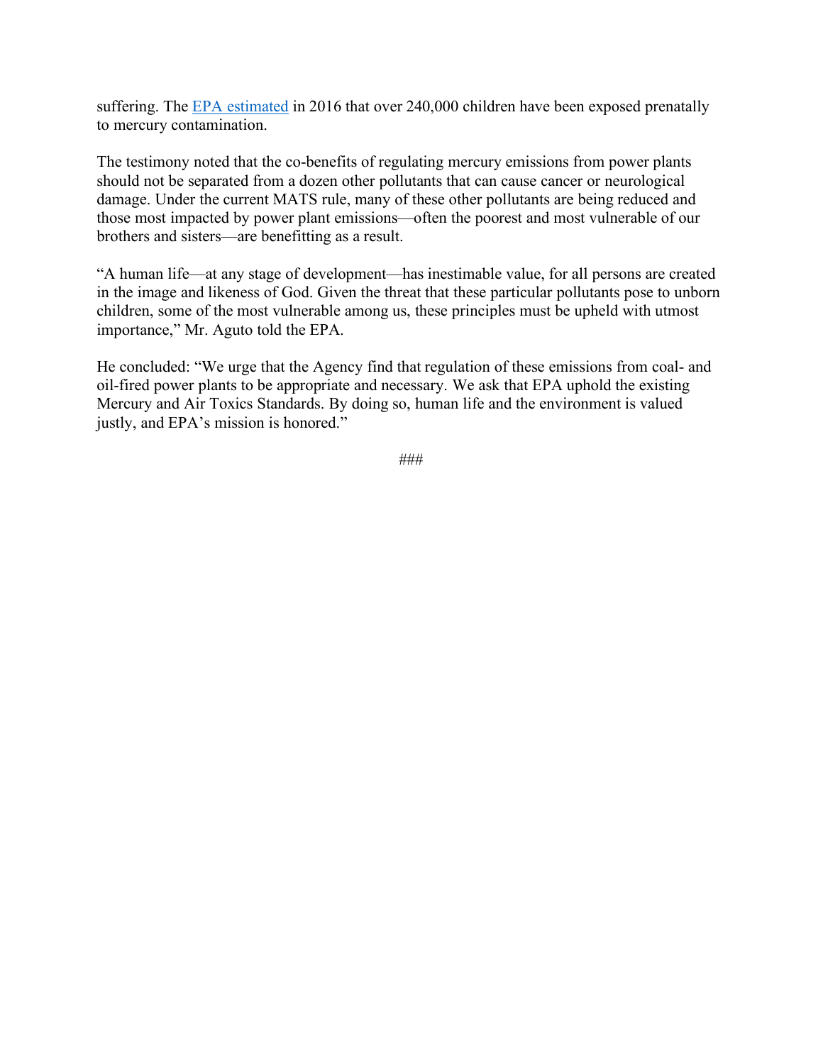suffering. The EPA estimated in 2016 that over 240,000 children have been exposed prenatally to mercury contamination.

The testimony noted that the co-benefits of regulating mercury emissions from power plants should not be separated from a dozen other pollutants that can cause cancer or neurological damage. Under the current MATS rule, many of these other pollutants are being reduced and those most impacted by power plant emissions—often the poorest and most vulnerable of our brothers and sisters—are benefitting as a result.

"A human life—at any stage of development—has inestimable value, for all persons are created in the image and likeness of God. Given the threat that these particular pollutants pose to unborn children, some of the most vulnerable among us, these principles must be upheld with utmost importance," Mr. Aguto told the EPA.

He concluded: "We urge that the Agency find that regulation of these emissions from coal- and oil-fired power plants to be appropriate and necessary. We ask that EPA uphold the existing Mercury and Air Toxics Standards. By doing so, human life and the environment is valued justly, and EPA's mission is honored."

###